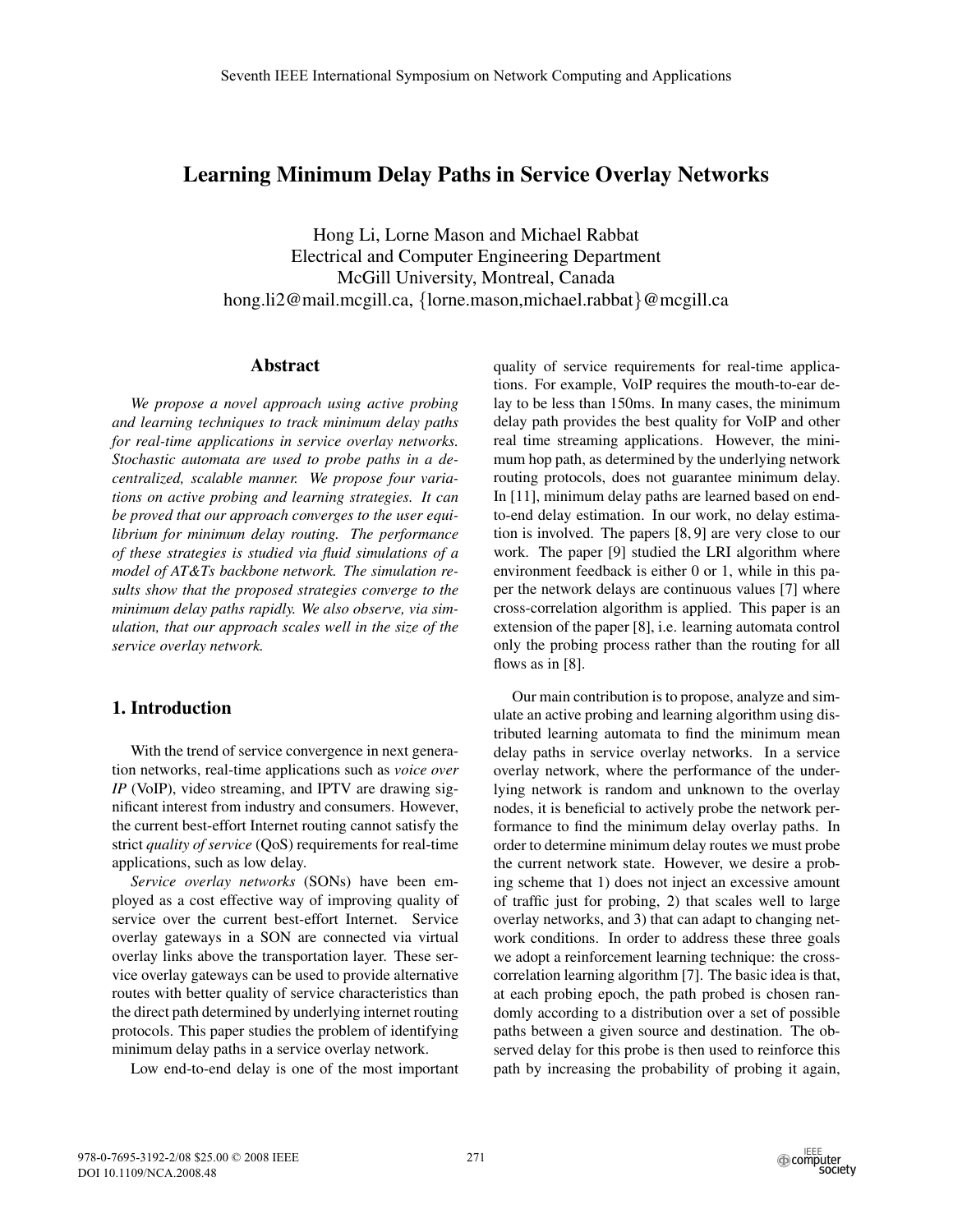# Learning Minimum Delay Paths in Service Overlay Networks

Hong Li, Lorne Mason and Michael Rabbat
Electrical and Computer Engineering Department
McGill University, Montreal, Canada
hong.li2@mail.mcgill.ca, {lorne.mason,michael.rabbat}@mcgill.ca

## Abstract

*We propose a novel approach using active probing and learning techniques to track minimum delay paths for real-time applications in service overlay networks. Stochastic automata are used to probe paths in a decentralized, scalable manner. We propose four variations on active probing and learning strategies. It can be proved that our approach converges to the user equilibrium for minimum delay routing. The performance of these strategies is studied via fluid simulations of a model of AT&Ts backbone network. The simulation results show that the proposed strategies converge to the minimum delay paths rapidly. We also observe, via simulation, that our approach scales well in the size of the service overlay network.*

## 1. Introduction

With the trend of service convergence in next generation networks, real-time applications such as *voice over IP* (VoIP), video streaming, and IPTV are drawing significant interest from industry and consumers. However, the current best-effort Internet routing cannot satisfy the strict *quality of service* (QoS) requirements for real-time applications, such as low delay.

*Service overlay networks* (SONs) have been employed as a cost effective way of improving quality of service over the current best-effort Internet. Service overlay gateways in a SON are connected via virtual overlay links above the transportation layer. These service overlay gateways can be used to provide alternative routes with better quality of service characteristics than the direct path determined by underlying internet routing protocols. This paper studies the problem of identifying minimum delay paths in a service overlay network.

Low end-to-end delay is one of the most important quality of service requirements for real-time applications. For example, VoIP requires the mouth-to-ear delay to be less than 150ms. In many cases, the minimum delay path provides the best quality for VoIP and other real time streaming applications. However, the minimum hop path, as determined by the underlying network routing protocols, does not guarantee minimum delay. In [11], minimum delay paths are learned based on end-to-end delay estimation. In our work, no delay estimation is involved. The papers [8, 9] are very close to our work. The paper [9] studied the LRI algorithm where environment feedback is either 0 or 1, while in this paper the network delays are continuous values [7] where cross-correlation algorithm is applied. This paper is an extension of the paper [8], i.e. learning automata control only the probing process rather than the routing for all flows as in [8].

Our main contribution is to propose, analyze and simulate an active probing and learning algorithm using distributed learning automata to find the minimum mean delay paths in service overlay networks. In a service overlay network, where the performance of the underlying network is random and unknown to the overlay nodes, it is beneficial to actively probe the network performance to find the minimum delay overlay paths. In order to determine minimum delay routes we must probe the current network state. However, we desire a probing scheme that 1) does not inject an excessive amount of traffic just for probing, 2) that scales well to large overlay networks, and 3) that can adapt to changing network conditions. In order to address these three goals we adopt a reinforcement learning technique: the cross-correlation learning algorithm [7]. The basic idea is that, at each probing epoch, the path probed is chosen randomly according to a distribution over a set of possible paths between a given source and destination. The observed delay for this probe is then used to reinforce this path by increasing the probability of probing it again,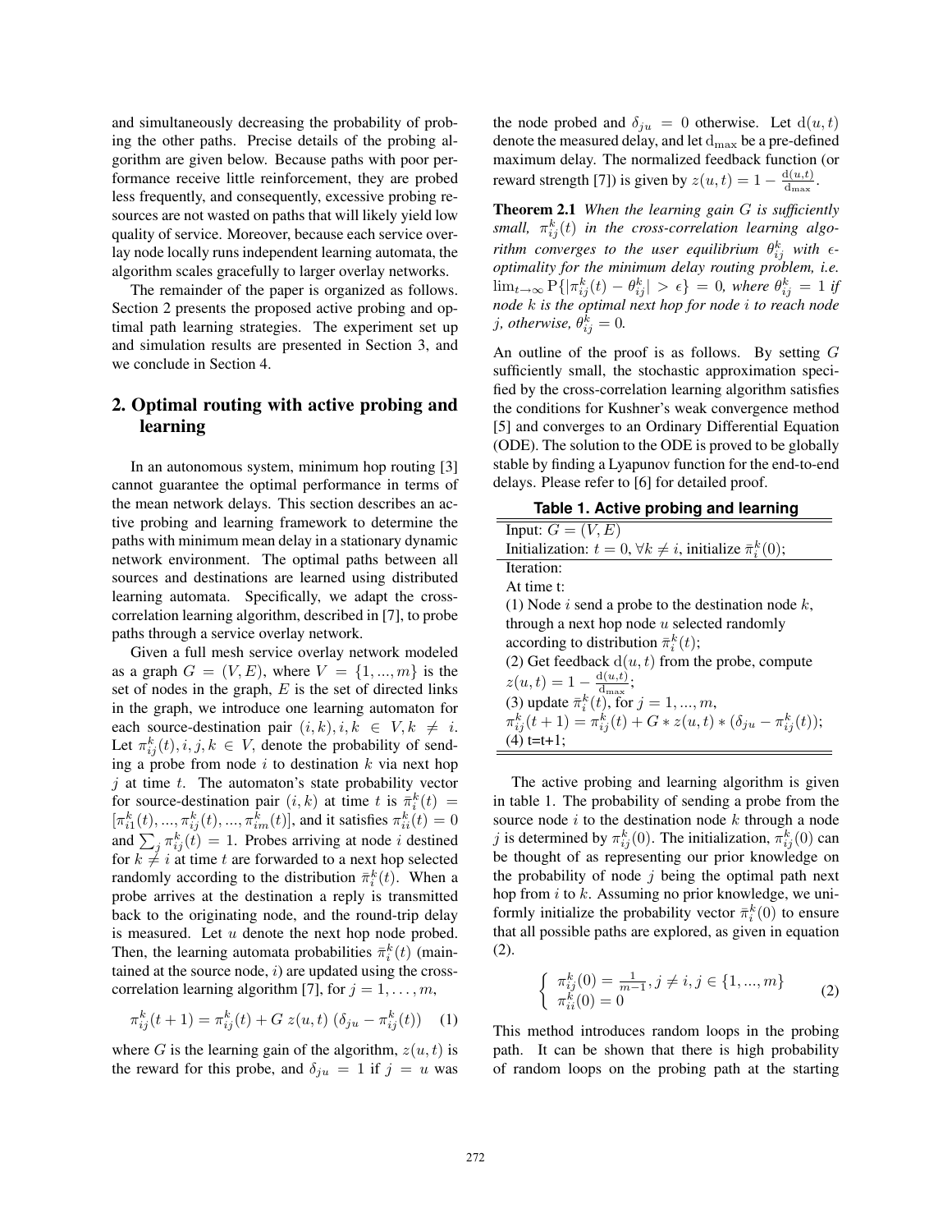and simultaneously decreasing the probability of probing the other paths. Precise details of the probing algorithm are given below. Because paths with poor performance receive little reinforcement, they are probed less frequently, and consequently, excessive probing resources are not wasted on paths that will likely yield low quality of service. Moreover, because each service overlay node locally runs independent learning automata, the algorithm scales gracefully to larger overlay networks.

The remainder of the paper is organized as follows. Section 2 presents the proposed active probing and optimal path learning strategies. The experiment set up and simulation results are presented in Section 3, and we conclude in Section 4.

## 2. Optimal routing with active probing and learning

In an autonomous system, minimum hop routing [3] cannot guarantee the optimal performance in terms of the mean network delays. This section describes an active probing and learning framework to determine the paths with minimum mean delay in a stationary dynamic network environment. The optimal paths between all sources and destinations are learned using distributed learning automata. Specifically, we adapt the cross-correlation learning algorithm, described in [7], to probe paths through a service overlay network.

Given a full mesh service overlay network modeled as a graph $G = (V, E)$, where $V = \{1, ..., m\}$ is the set of nodes in the graph, $E$ is the set of directed links in the graph, we introduce one learning automaton for each source-destination pair $(i, k), i, k \in V, k \neq i$. Let $\pi_{ij}^k(t), i, j, k \in V$, denote the probability of sending a probe from node $i$ to destination $k$ via next hop $j$ at time $t$. The automaton's state probability vector for source-destination pair $(i, k)$ at time $t$ is $\bar{\pi}_i^k(t) = [\pi_{i1}^k(t), ..., \pi_{ij}^k(t), ..., \pi_{im}^k(t)]$, and it satisfies $\pi_{ii}^k(t) = 0$ and $\sum_j \pi_{ij}^k(t) = 1$. Probes arriving at node $i$ destined for $k \neq i$ at time $t$ are forwarded to a next hop selected randomly according to the distribution $\bar{\pi}_i^k(t)$. When a probe arrives at the destination a reply is transmitted back to the originating node, and the round-trip delay is measured. Let $u$ denote the next hop node probed. Then, the learning automata probabilities $\bar{\pi}_i^k(t)$ (maintained at the source node, $i$) are updated using the cross-correlation learning algorithm [7], for $j = 1, \ldots, m$,

$$\pi_{ij}^k(t+1) = \pi_{ij}^k(t) + G \; z(u,t) \; (\delta_{ju} - \pi_{ij}^k(t)) \quad (1)$$

where $G$ is the learning gain of the algorithm, $z(u, t)$ is the reward for this probe, and $\delta_{ju} = 1$ if $j = u$ was the node probed and $\delta_{ju} = 0$ otherwise. Let $\mathrm{d}(u, t)$ denote the measured delay, and let $\mathrm{d}_{\max}$ be a pre-defined maximum delay. The normalized feedback function (or reward strength [7]) is given by $z(u, t) = 1 - \frac{\mathrm{d}(u,t)}{\mathrm{d}_{\max}}$.

**Theorem 2.1** *When the learning gain $G$ is sufficiently small, $\pi_{ij}^k(t)$ in the cross-correlation learning algorithm converges to the user equilibrium $\theta_{ij}^k$ with $\epsilon$-optimality for the minimum delay routing problem, i.e. $\lim_{t\to\infty} \mathrm{P}\{|\pi_{ij}^k(t) - \theta_{ij}^k| > \epsilon\} = 0$, where $\theta_{ij}^k = 1$ if node $k$ is the optimal next hop for node $i$ to reach node $j$, otherwise, $\theta_{ij}^k = 0$.*

An outline of the proof is as follows. By setting $G$ sufficiently small, the stochastic approximation specified by the cross-correlation learning algorithm satisfies the conditions for Kushner's weak convergence method [5] and converges to an Ordinary Differential Equation (ODE). The solution to the ODE is proved to be globally stable by finding a Lyapunov function for the end-to-end delays. Please refer to [6] for detailed proof.

**Table 1. Active probing and learning**

| |
|---|
| Input: $G = (V, E)$ |
| Initialization: $t = 0, \forall k \neq i$, initialize $\bar{\pi}_i^k(0)$; |
| Iteration: |
| At time t: |
| (1) Node $i$ send a probe to the destination node $k$, through a next hop node $u$ selected randomly according to distribution $\bar{\pi}_i^k(t)$; |
| (2) Get feedback $\mathrm{d}(u, t)$ from the probe, compute $z(u, t) = 1 - \frac{\mathrm{d}(u,t)}{\mathrm{d}_{\max}}$; |
| (3) update $\bar{\pi}_i^k(t)$, for $j = 1, ..., m$, $\pi_{ij}^k(t+1) = \pi_{ij}^k(t) + G * z(u, t) * (\delta_{ju} - \pi_{ij}^k(t))$; |
| (4) t=t+1; |

The active probing and learning algorithm is given in table 1. The probability of sending a probe from the source node $i$ to the destination node $k$ through a node $j$ is determined by $\pi_{ij}^k(0)$. The initialization, $\pi_{ij}^k(0)$ can be thought of as representing our prior knowledge on the probability of node $j$ being the optimal path next hop from $i$ to $k$. Assuming no prior knowledge, we uniformly initialize the probability vector $\bar{\pi}_i^k(0)$ to ensure that all possible paths are explored, as given in equation (2).

$$\left\{ \begin{array}{l} \pi_{ij}^k(0) = \frac{1}{m-1}, j \neq i, j \in \{1, ..., m\} \\ \pi_{ii}^k(0) = 0 \end{array} \right. \quad (2)$$

This method introduces random loops in the probing path. It can be shown that there is high probability of random loops on the probing path at the starting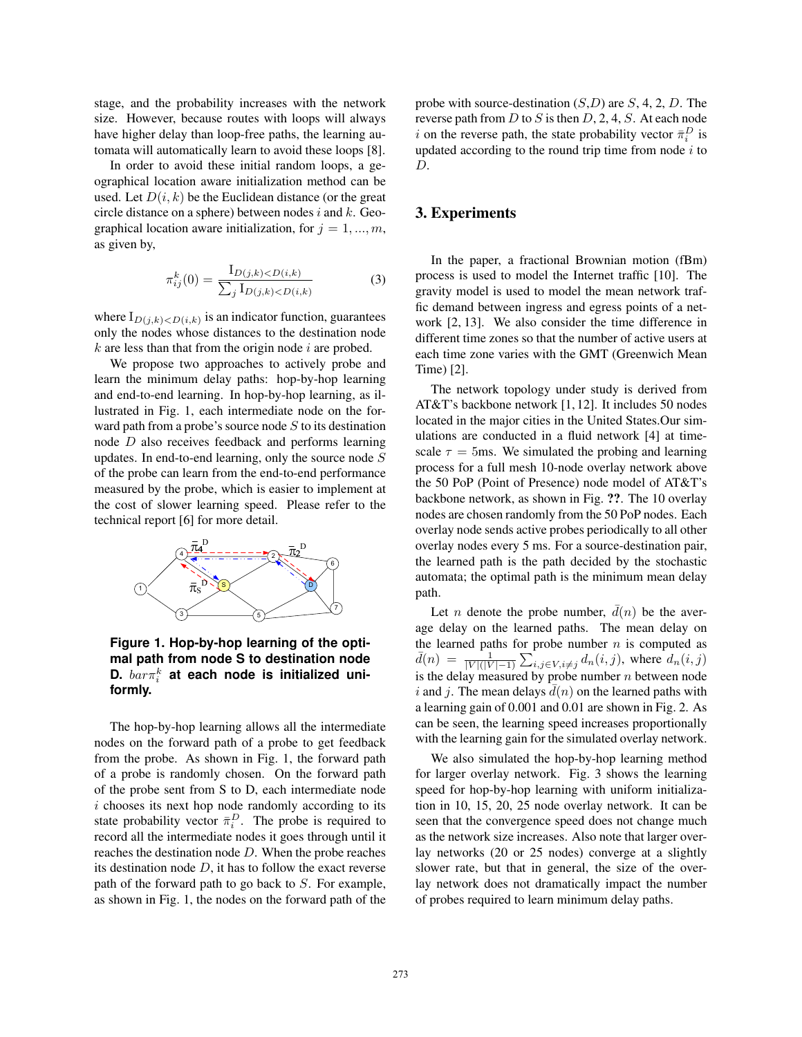stage, and the probability increases with the network size. However, because routes with loops will always have higher delay than loop-free paths, the learning automata will automatically learn to avoid these loops [8].

In order to avoid these initial random loops, a geographical location aware initialization method can be used. Let $D(i,k)$ be the Euclidean distance (or the great circle distance on a sphere) between nodes $i$ and $k$. Geographical location aware initialization, for $j = 1, ..., m$, as given by,

$$\pi_{ij}^k(0) = \frac{\mathrm{I}_{D(j,k)<D(i,k)}}{\sum_j \mathrm{I}_{D(j,k)<D(i,k)}} \tag{3}$$

where $\mathrm{I}_{D(j,k)<D(i,k)}$ is an indicator function, guarantees only the nodes whose distances to the destination node $k$ are less than that from the origin node $i$ are probed.

We propose two approaches to actively probe and learn the minimum delay paths: hop-by-hop learning and end-to-end learning. In hop-by-hop learning, as illustrated in Fig. 1, each intermediate node on the forward path from a probe's source node $S$ to its destination node $D$ also receives feedback and performs learning updates. In end-to-end learning, only the source node $S$ of the probe can learn from the end-to-end performance measured by the probe, which is easier to implement at the cost of slower learning speed. Please refer to the technical report [6] for more detail.

**Figure 1. Hop-by-hop learning of the optimal path from node S to destination node D.** $bar\pi_i^k$ **at each node is initialized uniformly.**

The hop-by-hop learning allows all the intermediate nodes on the forward path of a probe to get feedback from the probe. As shown in Fig. 1, the forward path of a probe is randomly chosen. On the forward path of the probe sent from S to D, each intermediate node $i$ chooses its next hop node randomly according to its state probability vector $\bar{\pi}_i^D$. The probe is required to record all the intermediate nodes it goes through until it reaches the destination node $D$. When the probe reaches its destination node $D$, it has to follow the exact reverse path of the forward path to go back to $S$. For example, as shown in Fig. 1, the nodes on the forward path of the probe with source-destination ($S$,$D$) are $S$, 4, 2, $D$. The reverse path from $D$ to $S$ is then $D$, 2, 4, $S$. At each node $i$ on the reverse path, the state probability vector $\bar{\pi}_i^D$ is updated according to the round trip time from node $i$ to $D$.

## 3. Experiments

In the paper, a fractional Brownian motion (fBm) process is used to model the Internet traffic [10]. The gravity model is used to model the mean network traffic demand between ingress and egress points of a network [2, 13]. We also consider the time difference in different time zones so that the number of active users at each time zone varies with the GMT (Greenwich Mean Time) [2].

The network topology under study is derived from AT&T's backbone network [1, 12]. It includes 50 nodes located in the major cities in the United States.Our simulations are conducted in a fluid network [4] at timescale $\tau = 5$ms. We simulated the probing and learning process for a full mesh 10-node overlay network above the 50 PoP (Point of Presence) node model of AT&T's backbone network, as shown in Fig. **??**. The 10 overlay nodes are chosen randomly from the 50 PoP nodes. Each overlay node sends active probes periodically to all other overlay nodes every 5 ms. For a source-destination pair, the learned path is the path decided by the stochastic automata; the optimal path is the minimum mean delay path.

Let $n$ denote the probe number, $\bar{d}(n)$ be the average delay on the learned paths. The mean delay on the learned paths for probe number $n$ is computed as $\bar{d}(n) = \frac{1}{|V|(|V|-1)} \sum_{i,j \in V, i \neq j} d_n(i,j)$, where $d_n(i,j)$ is the delay measured by probe number $n$ between node $i$ and $j$. The mean delays $\bar{d}(n)$ on the learned paths with a learning gain of 0.001 and 0.01 are shown in Fig. 2. As can be seen, the learning speed increases proportionally with the learning gain for the simulated overlay network.

We also simulated the hop-by-hop learning method for larger overlay network. Fig. 3 shows the learning speed for hop-by-hop learning with uniform initialization in 10, 15, 20, 25 node overlay network. It can be seen that the convergence speed does not change much as the network size increases. Also note that larger overlay networks (20 or 25 nodes) converge at a slightly slower rate, but that in general, the size of the overlay network does not dramatically impact the number of probes required to learn minimum delay paths.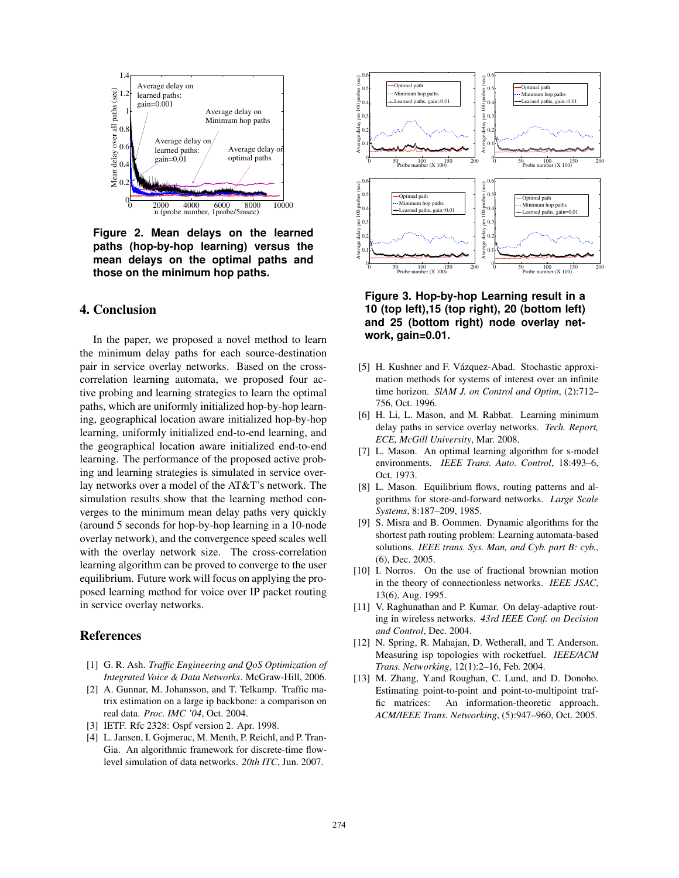1.4
1.2
1
0.8
0.6
0.4
0.2
0
Mean delay over all paths (sec)
0 2000 4000 6000 8000 10000
n (probe number, 1probe/5msec)
Average delay on learned paths: gain=0.001
Average delay on Minimum hop paths
Average delay on learned paths: gain=0.01
Average delay on optimal paths

**Figure 2. Mean delays on the learned paths (hop-by-hop learning) versus the mean delays on the optimal paths and those on the minimum hop paths.**

## 4. Conclusion

In the paper, we proposed a novel method to learn the minimum delay paths for each source-destination pair in service overlay networks. Based on the cross-correlation learning automata, we proposed four active probing and learning strategies to learn the optimal paths, which are uniformly initialized hop-by-hop learning, geographical location aware initialized hop-by-hop learning, uniformly initialized end-to-end learning, and the geographical location aware initialized end-to-end learning. The performance of the proposed active probing and learning strategies is simulated in service overlay networks over a model of the AT&T's network. The simulation results show that the learning method converges to the minimum mean delay paths very quickly (around 5 seconds for hop-by-hop learning in a 10-node overlay network), and the convergence speed scales well with the overlay network size. The cross-correlation learning algorithm can be proved to converge to the user equilibrium. Future work will focus on applying the proposed learning method for voice over IP packet routing in service overlay networks.

## References

[1] G. R. Ash. *Traffic Engineering and QoS Optimization of Integrated Voice & Data Networks*. McGraw-Hill, 2006.

[2] A. Gunnar, M. Johansson, and T. Telkamp. Traffic matrix estimation on a large ip backbone: a comparison on real data. *Proc. IMC '04*, Oct. 2004.

[3] IETF. Rfc 2328: Ospf version 2. Apr. 1998.

[4] L. Jansen, I. Gojmerac, M. Menth, P. Reichl, and P. Tran-Gia. An algorithmic framework for discrete-time flow-level simulation of data networks. *20th ITC*, Jun. 2007.

0.6
0.5
0.4
0.3
0.2
0.1
0
Average delay per 100 probes (sec)
0 50 100 150 200
Probe number (X 100)
Optimal path
Minimum hop paths
Learned paths, gain=0.01

**Figure 3. Hop-by-hop Learning result in a 10 (top left),15 (top right), 20 (bottom left) and 25 (bottom right) node overlay network, gain=0.01.**

[5] H. Kushner and F. Vázquez-Abad. Stochastic approximation methods for systems of interest over an infinite time horizon. *SIAM J. on Control and Optim*, (2):712–756, Oct. 1996.

[6] H. Li, L. Mason, and M. Rabbat. Learning minimum delay paths in service overlay networks. *Tech. Report, ECE, McGill University*, Mar. 2008.

[7] L. Mason. An optimal learning algorithm for s-model environments. *IEEE Trans. Auto. Control*, 18:493–6, Oct. 1973.

[8] L. Mason. Equilibrium flows, routing patterns and algorithms for store-and-forward networks. *Large Scale Systems*, 8:187–209, 1985.

[9] S. Misra and B. Oommen. Dynamic algorithms for the shortest path routing problem: Learning automata-based solutions. *IEEE trans. Sys. Man, and Cyb. part B: cyb.*, (6), Dec. 2005.

[10] I. Norros. On the use of fractional brownian motion in the theory of connectionless networks. *IEEE JSAC*, 13(6), Aug. 1995.

[11] V. Raghunathan and P. Kumar. On delay-adaptive routing in wireless networks. *43rd IEEE Conf. on Decision and Control*, Dec. 2004.

[12] N. Spring, R. Mahajan, D. Wetherall, and T. Anderson. Measuring isp topologies with rocketfuel. *IEEE/ACM Trans. Networking*, 12(1):2–16, Feb. 2004.

[13] M. Zhang, Y.and Roughan, C. Lund, and D. Donoho. Estimating point-to-point and point-to-multipoint traffic matrices: An information-theoretic approach. *ACM/IEEE Trans. Networking*, (5):947–960, Oct. 2005.